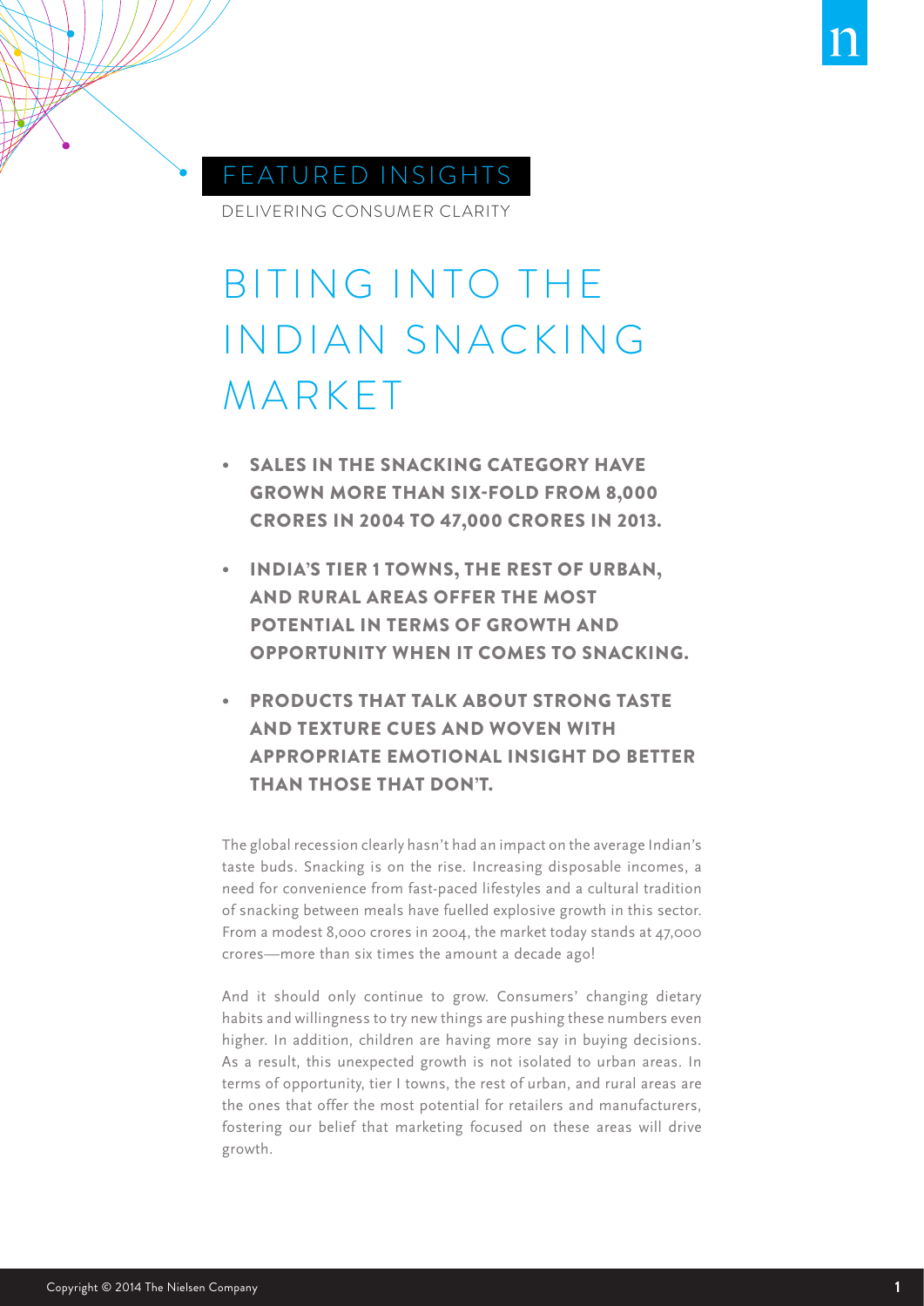FEATURED INSIGHTS

DELIVERING CONSUMER CLARITY

# BITING INTO THE INDIAN SNACKING MARKET

- **SALES IN THE SNACKING CATEGORY HAVE GROWN MORE THAN SIX-FOLD FROM 8,000 CRORES IN 2004 TO 47,000 CRORES IN 2013.**
- **INDIA'S TIER 1 TOWNS, THE REST OF URBAN, AND RURAL AREAS OFFER THE MOST POTENTIAL IN TERMS OF GROWTH AND OPPORTUNITY WHEN IT COMES TO SNACKING.**
- **PRODUCTS THAT TALK ABOUT STRONG TASTE AND TEXTURE CUES AND WOVEN WITH APPROPRIATE EMOTIONAL INSIGHT DO BETTER THAN THOSE THAT DON'T.**

The global recession clearly hasn't had an impact on the average Indian's taste buds. Snacking is on the rise. Increasing disposable incomes, a need for convenience from fast-paced lifestyles and a cultural tradition of snacking between meals have fuelled explosive growth in this sector. From a modest 8,000 crores in 2004, the market today stands at 47,000 crores—more than six times the amount a decade ago!

And it should only continue to grow. Consumers' changing dietary habits and willingness to try new things are pushing these numbers even higher. In addition, children are having more say in buying decisions. As a result, this unexpected growth is not isolated to urban areas. In terms of opportunity, tier I towns, the rest of urban, and rural areas are the ones that offer the most potential for retailers and manufacturers, fostering our belief that marketing focused on these areas will drive growth.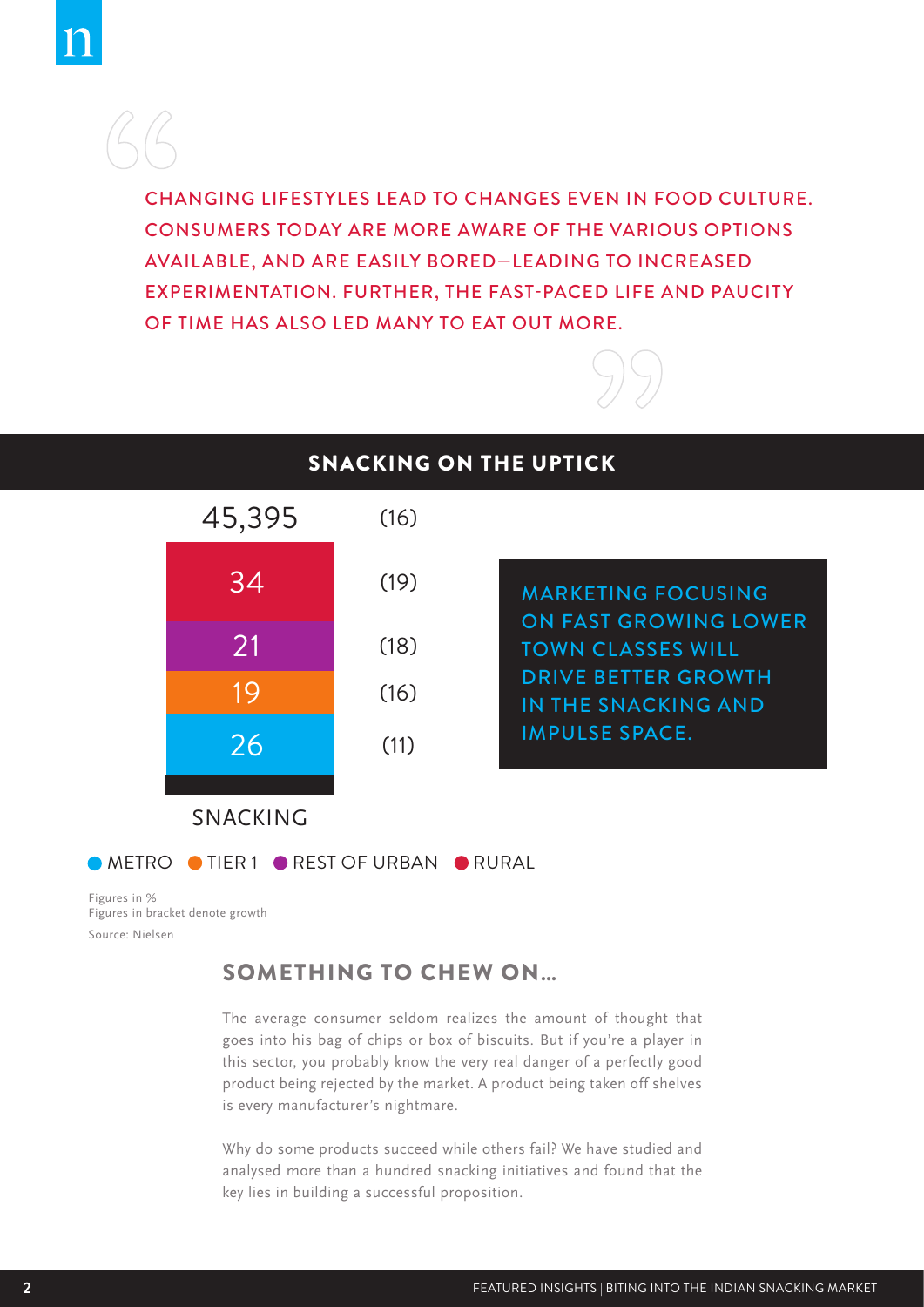> CHANGING LIFESTYLES LEAD TO CHANGES EVEN IN FOOD CULTURE. CONSUMERS TODAY ARE MORE AWARE OF THE VARIOUS OPTIONS AVAILABLE, AND ARE EASILY BORED—LEADING TO INCREASED EXPERIMENTATION. FURTHER, THE FAST-PACED LIFE AND PAUCITY OF TIME HAS ALSO LED MANY TO EAT OUT MORE.

## SNACKING ON THE UPTICK

| SNACKING | Share | Growth |
|---|---|---|
| Total | 45,395 | (16) |
| RURAL | 34 | (19) |
| REST OF URBAN | 21 | (18) |
| TIER 1 | 19 | (16) |
| METRO | 26 | (11) |

MARKETING FOCUSING ON FAST GROWING LOWER TOWN CLASSES WILL DRIVE BETTER GROWTH IN THE SNACKING AND IMPULSE SPACE.

Figures in %
Figures in bracket denote growth
Source: Nielsen

## SOMETHING TO CHEW ON...

The average consumer seldom realizes the amount of thought that goes into his bag of chips or box of biscuits. But if you're a player in this sector, you probably know the very real danger of a perfectly good product being rejected by the market. A product being taken off shelves is every manufacturer's nightmare.

Why do some products succeed while others fail? We have studied and analysed more than a hundred snacking initiatives and found that the key lies in building a successful proposition.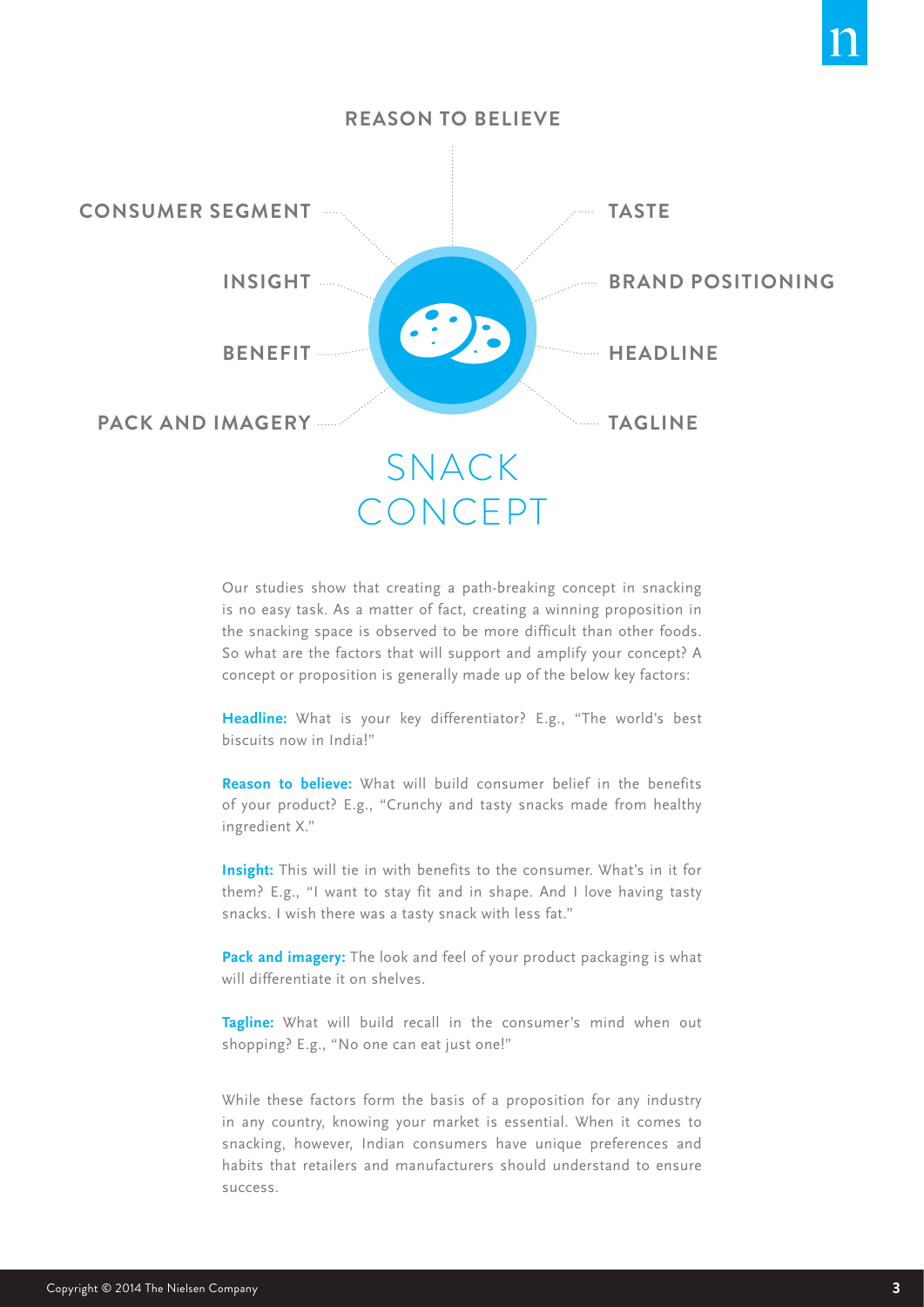REASON TO BELIEVE

CONSUMER SEGMENT

INSIGHT

BENEFIT

PACK AND IMAGERY

TASTE

BRAND POSITIONING

HEADLINE

TAGLINE

# SNACK CONCEPT

Our studies show that creating a path-breaking concept in snacking is no easy task. As a matter of fact, creating a winning proposition in the snacking space is observed to be more difficult than other foods. So what are the factors that will support and amplify your concept? A concept or proposition is generally made up of the below key factors:

**Headline:** What is your key differentiator? E.g., "The world's best biscuits now in India!"

**Reason to believe:** What will build consumer belief in the benefits of your product? E.g., "Crunchy and tasty snacks made from healthy ingredient X."

**Insight:** This will tie in with benefits to the consumer. What's in it for them? E.g., "I want to stay fit and in shape. And I love having tasty snacks. I wish there was a tasty snack with less fat."

**Pack and imagery:** The look and feel of your product packaging is what will differentiate it on shelves.

**Tagline:** What will build recall in the consumer's mind when out shopping? E.g., "No one can eat just one!"

While these factors form the basis of a proposition for any industry in any country, knowing your market is essential. When it comes to snacking, however, Indian consumers have unique preferences and habits that retailers and manufacturers should understand to ensure success.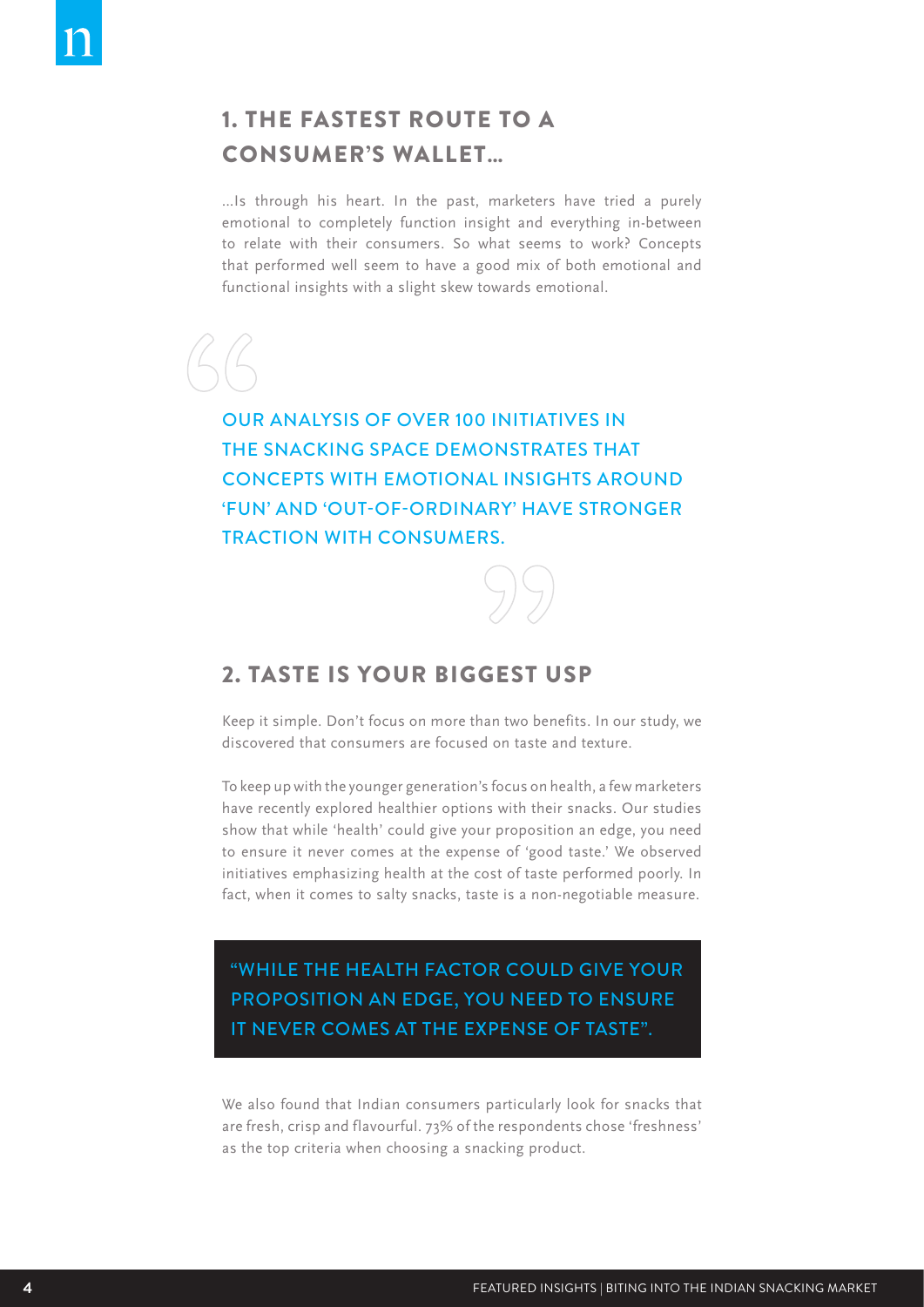## 1. THE FASTEST ROUTE TO A CONSUMER'S WALLET...

...Is through his heart. In the past, marketers have tried a purely emotional to completely function insight and everything in-between to relate with their consumers. So what seems to work? Concepts that performed well seem to have a good mix of both emotional and functional insights with a slight skew towards emotional.

> OUR ANALYSIS OF OVER 100 INITIATIVES IN THE SNACKING SPACE DEMONSTRATES THAT CONCEPTS WITH EMOTIONAL INSIGHTS AROUND 'FUN' AND 'OUT-OF-ORDINARY' HAVE STRONGER TRACTION WITH CONSUMERS.

## 2. TASTE IS YOUR BIGGEST USP

Keep it simple. Don't focus on more than two benefits. In our study, we discovered that consumers are focused on taste and texture.

To keep up with the younger generation's focus on health, a few marketers have recently explored healthier options with their snacks. Our studies show that while 'health' could give your proposition an edge, you need to ensure it never comes at the expense of 'good taste.' We observed initiatives emphasizing health at the cost of taste performed poorly. In fact, when it comes to salty snacks, taste is a non-negotiable measure.

> "WHILE THE HEALTH FACTOR COULD GIVE YOUR PROPOSITION AN EDGE, YOU NEED TO ENSURE IT NEVER COMES AT THE EXPENSE OF TASTE".

We also found that Indian consumers particularly look for snacks that are fresh, crisp and flavourful. 73% of the respondents chose 'freshness' as the top criteria when choosing a snacking product.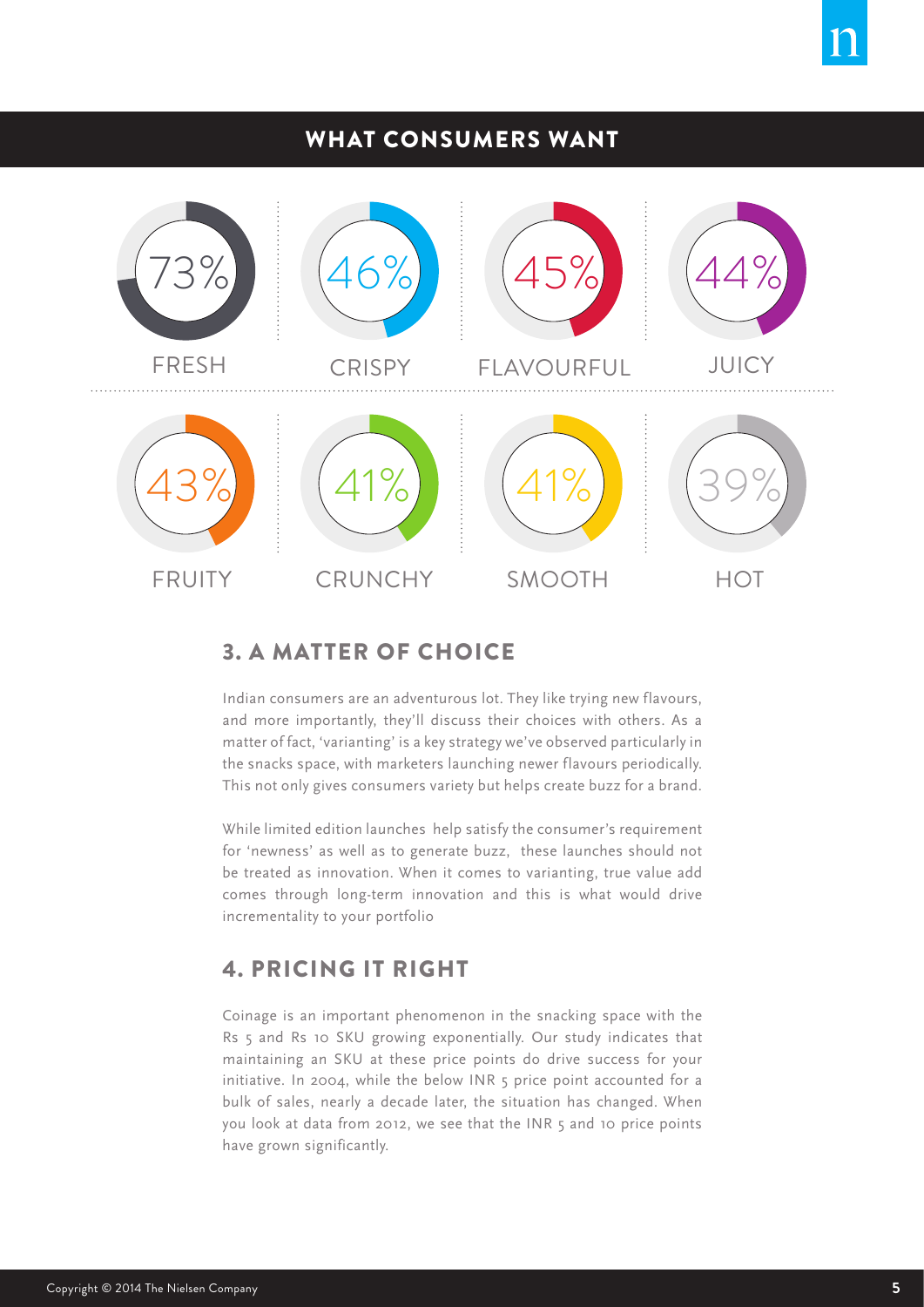## WHAT CONSUMERS WANT

| Attribute | % |
|---|---|
| FRESH | 73% |
| CRISPY | 46% |
| FLAVOURFUL | 45% |
| JUICY | 44% |
| FRUITY | 43% |
| CRUNCHY | 41% |
| SMOOTH | 41% |
| HOT | 39% |

## 3. A MATTER OF CHOICE

Indian consumers are an adventurous lot. They like trying new flavours, and more importantly, they'll discuss their choices with others. As a matter of fact, 'varianting' is a key strategy we've observed particularly in the snacks space, with marketers launching newer flavours periodically. This not only gives consumers variety but helps create buzz for a brand.

While limited edition launches help satisfy the consumer's requirement for 'newness' as well as to generate buzz, these launches should not be treated as innovation. When it comes to varianting, true value add comes through long-term innovation and this is what would drive incrementality to your portfolio

## 4. PRICING IT RIGHT

Coinage is an important phenomenon in the snacking space with the Rs 5 and Rs 10 SKU growing exponentially. Our study indicates that maintaining an SKU at these price points do drive success for your initiative. In 2004, while the below INR 5 price point accounted for a bulk of sales, nearly a decade later, the situation has changed. When you look at data from 2012, we see that the INR 5 and 10 price points have grown significantly.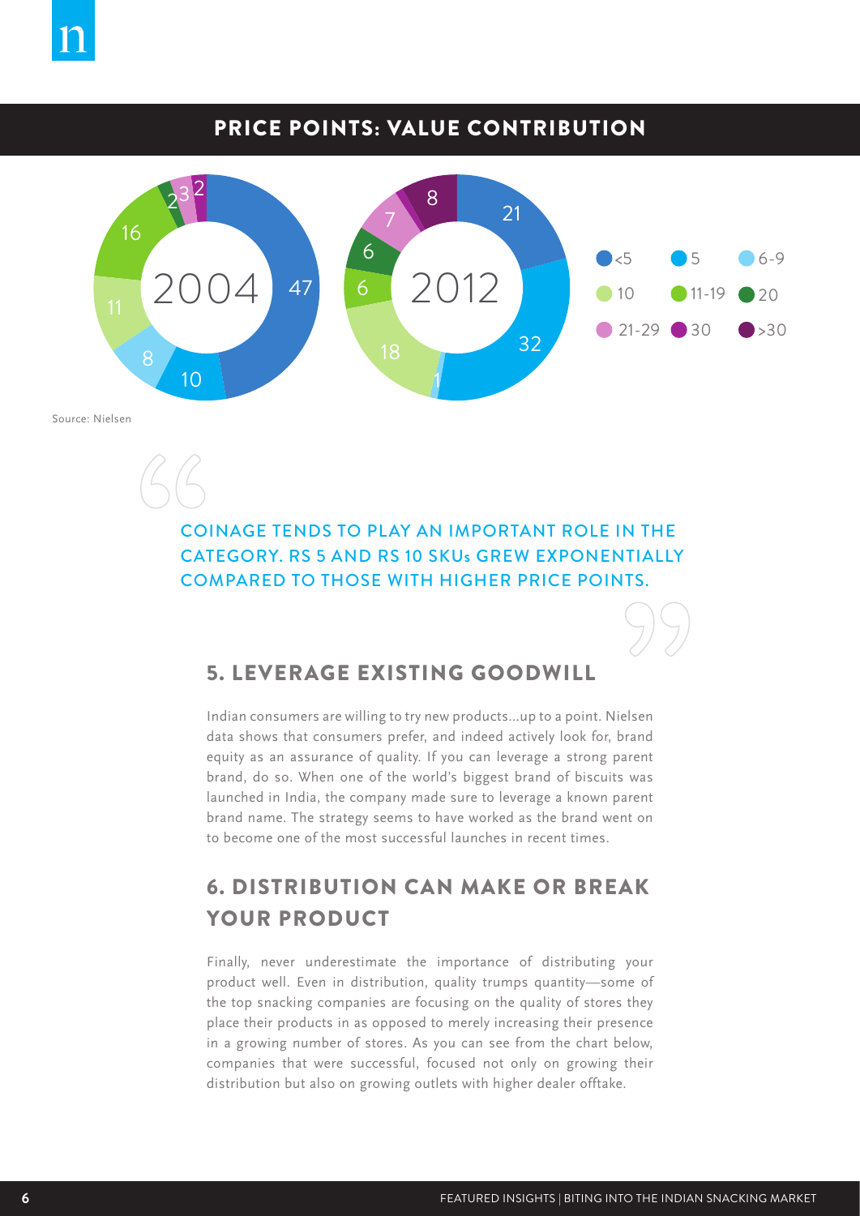## PRICE POINTS: VALUE CONTRIBUTION

| Price point | 2004 | 2012 |
|---|---|---|
| <5 | 47 | 21 |
| 5 | 10 | 32 |
| 6-9 | 8 | 1 |
| 10 | 11 | 18 |
| 11-19 | 16 | 6 |
| 20 | 2 | 6 |
| 21-29 | 3 | 7 |
| 30 | 2 | |
| >30 | | 8 |

Source: Nielsen

> COINAGE TENDS TO PLAY AN IMPORTANT ROLE IN THE CATEGORY. RS 5 AND RS 10 SKUs GREW EXPONENTIALLY COMPARED TO THOSE WITH HIGHER PRICE POINTS.

## 5. LEVERAGE EXISTING GOODWILL

Indian consumers are willing to try new products...up to a point. Nielsen data shows that consumers prefer, and indeed actively look for, brand equity as an assurance of quality. If you can leverage a strong parent brand, do so. When one of the world's biggest brand of biscuits was launched in India, the company made sure to leverage a known parent brand name. The strategy seems to have worked as the brand went on to become one of the most successful launches in recent times.

## 6. DISTRIBUTION CAN MAKE OR BREAK YOUR PRODUCT

Finally, never underestimate the importance of distributing your product well. Even in distribution, quality trumps quantity—some of the top snacking companies are focusing on the quality of stores they place their products in as opposed to merely increasing their presence in a growing number of stores. As you can see from the chart below, companies that were successful, focused not only on growing their distribution but also on growing outlets with higher dealer offtake.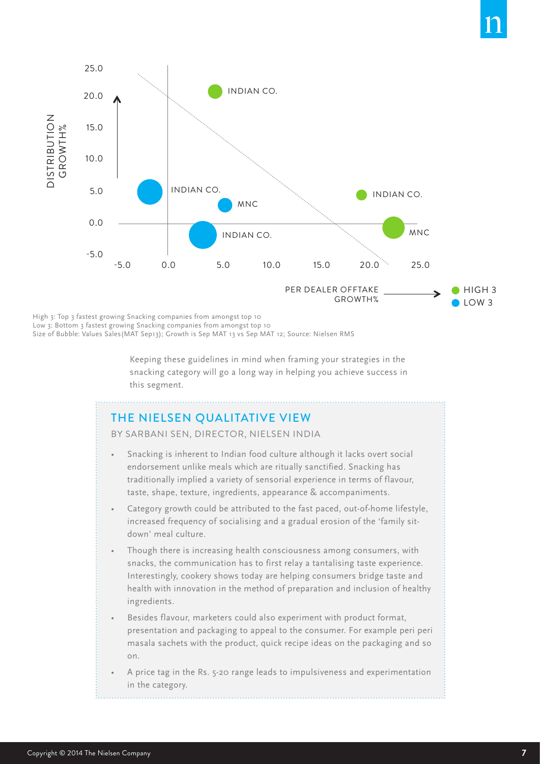DISTRIBUTION GROWTH%

PER DEALER OFFTAKE GROWTH%

| Company | Group |
|---|---|
| INDIAN CO. | HIGH 3 |
| INDIAN CO. | HIGH 3 |
| MNC | HIGH 3 |
| INDIAN CO. | LOW 3 |
| MNC | LOW 3 |
| INDIAN CO. | LOW 3 |

High 3: Top 3 fastest growing Snacking companies from amongst top 10
Low 3: Bottom 3 fastest growing Snacking companies from amongst top 10
Size of Bubble: Values Sales(MAT Sep13); Growth is Sep MAT 13 vs Sep MAT 12; Source: Nielsen RMS

Keeping these guidelines in mind when framing your strategies in the snacking category will go a long way in helping you achieve success in this segment.

## THE NIELSEN QUALITATIVE VIEW

BY SARBANI SEN, DIRECTOR, NIELSEN INDIA

- Snacking is inherent to Indian food culture although it lacks overt social endorsement unlike meals which are ritually sanctified. Snacking has traditionally implied a variety of sensorial experience in terms of flavour, taste, shape, texture, ingredients, appearance & accompaniments.
- Category growth could be attributed to the fast paced, out-of-home lifestyle, increased frequency of socialising and a gradual erosion of the 'family sit-down' meal culture.
- Though there is increasing health consciousness among consumers, with snacks, the communication has to first relay a tantalising taste experience. Interestingly, cookery shows today are helping consumers bridge taste and health with innovation in the method of preparation and inclusion of healthy ingredients.
- Besides flavour, marketers could also experiment with product format, presentation and packaging to appeal to the consumer. For example peri peri masala sachets with the product, quick recipe ideas on the packaging and so on.
- A price tag in the Rs. 5-20 range leads to impulsiveness and experimentation in the category.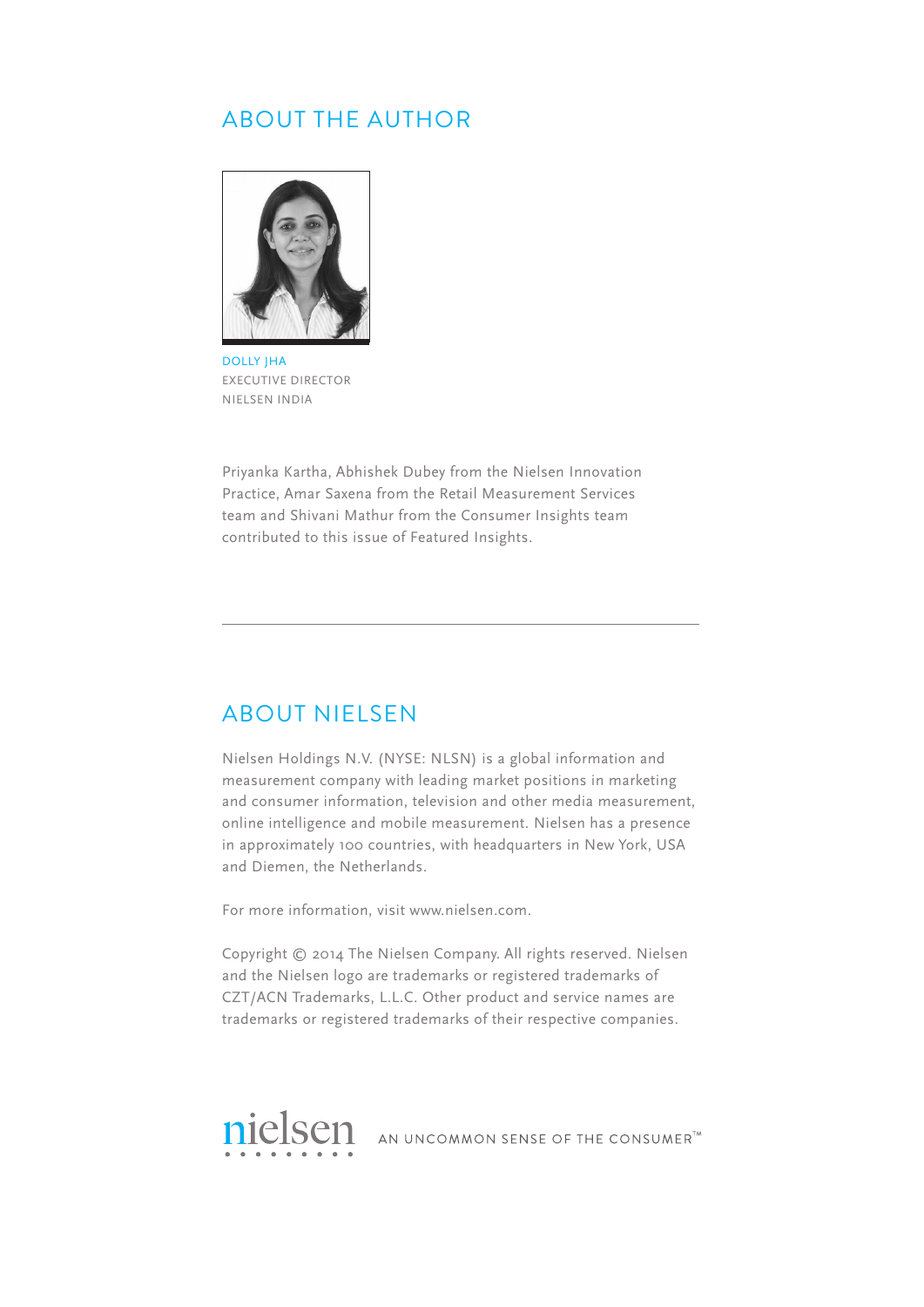## ABOUT THE AUTHOR

DOLLY JHA
EXECUTIVE DIRECTOR
NIELSEN INDIA

Priyanka Kartha, Abhishek Dubey from the Nielsen Innovation Practice, Amar Saxena from the Retail Measurement Services team and Shivani Mathur from the Consumer Insights team contributed to this issue of Featured Insights.

---

## ABOUT NIELSEN

Nielsen Holdings N.V. (NYSE: NLSN) is a global information and measurement company with leading market positions in marketing and consumer information, television and other media measurement, online intelligence and mobile measurement. Nielsen has a presence in approximately 100 countries, with headquarters in New York, USA and Diemen, the Netherlands.

For more information, visit www.nielsen.com.

Copyright © 2014 The Nielsen Company. All rights reserved. Nielsen and the Nielsen logo are trademarks or registered trademarks of CZT/ACN Trademarks, L.L.C. Other product and service names are trademarks or registered trademarks of their respective companies.

nielsen AN UNCOMMON SENSE OF THE CONSUMER™